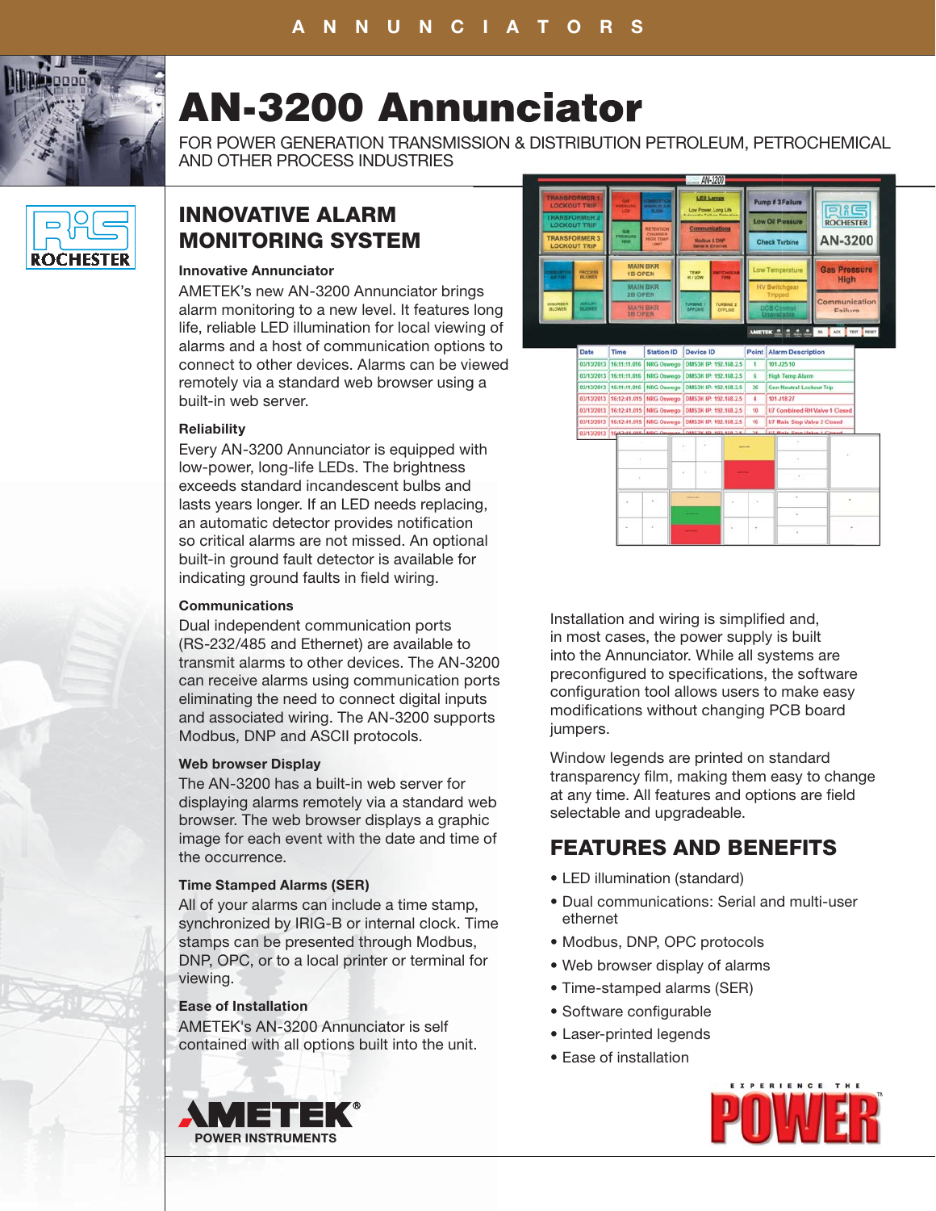ANNUNCIATORS

# AN-3200 Annunciator

FOR POWER GENERATION TRANSMISSION & DISTRIBUTION PETROLEUM, PETROCHEMICAL AND OTHER PROCESS INDUSTRIES

## INNOVATIVE ALARM MONITORING SYSTEM

### Innovative Annunciator

AMETEK's new AN-3200 Annunciator brings alarm monitoring to a new level. It features long life, reliable LED illumination for local viewing of alarms and a host of communication options to connect to other devices. Alarms can be viewed remotely via a standard web browser using a built-in web server.

### Reliability

Every AN-3200 Annunciator is equipped with low-power, long-life LEDs. The brightness exceeds standard incandescent bulbs and lasts years longer. If an LED needs replacing, an automatic detector provides notification so critical alarms are not missed. An optional built-in ground fault detector is available for indicating ground faults in field wiring.

### Communications

Dual independent communication ports (RS-232/485 and Ethernet) are available to transmit alarms to other devices. The AN-3200 can receive alarms using communication ports eliminating the need to connect digital inputs and associated wiring. The AN-3200 supports Modbus, DNP and ASCII protocols.

### Web browser Display

The AN-3200 has a built-in web server for displaying alarms remotely via a standard web browser. The web browser displays a graphic image for each event with the date and time of the occurrence.

### Time Stamped Alarms (SER)

All of your alarms can include a time stamp, synchronized by IRIG-B or internal clock. Time stamps can be presented through Modbus, DNP, OPC, or to a local printer or terminal for viewing.

### Ease of Installation

AMETEK's AN-3200 Annunciator is self contained with all options built into the unit.

Installation and wiring is simplified and, in most cases, the power supply is built into the Annunciator. While all systems are preconfigured to specifications, the software configuration tool allows users to make easy modifications without changing PCB board jumpers.

Window legends are printed on standard transparency film, making them easy to change at any time. All features and options are field selectable and upgradeable.

## FEATURES AND BENEFITS

- LED illumination (standard)
- Dual communications: Serial and multi-user ethernet
- Modbus, DNP, OPC protocols
- Web browser display of alarms
- Time-stamped alarms (SER)
- Software configurable
- Laser-printed legends
- Ease of installation

AMETEK® POWER INSTRUMENTS

EXPERIENCE THE POWER™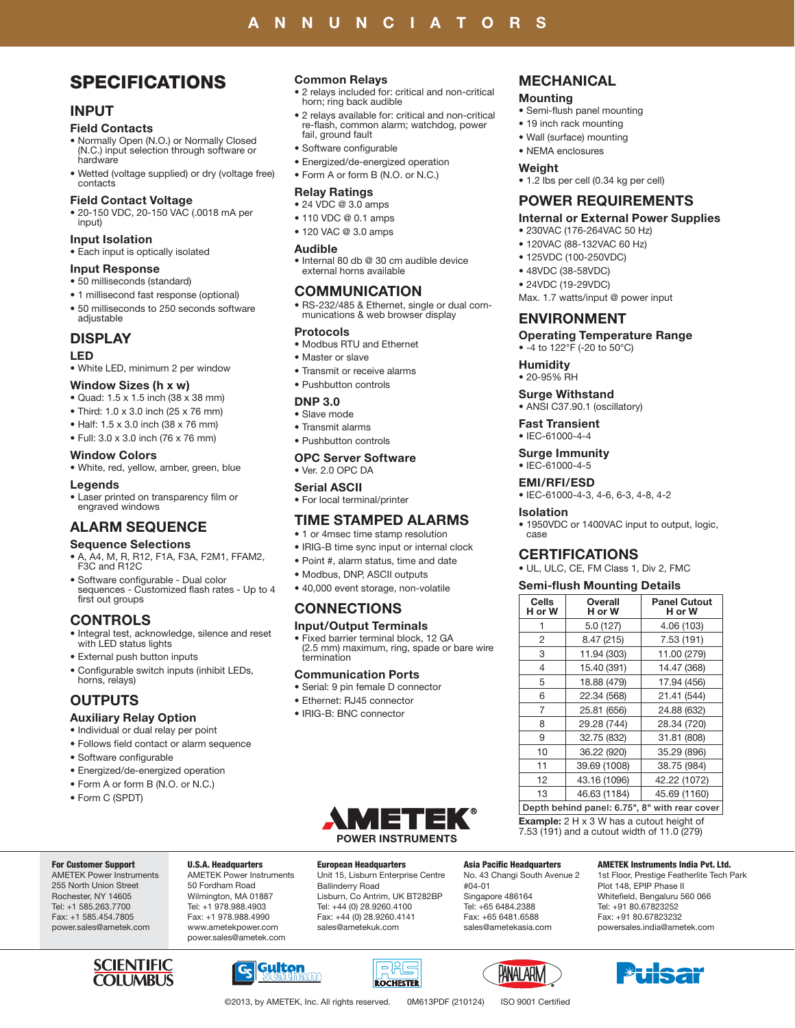# SPECIFICATIONS

## INPUT

### Field Contacts
- Normally Open (N.O.) or Normally Closed (N.C.) input selection through software or hardware
- Wetted (voltage supplied) or dry (voltage free) contacts

### Field Contact Voltage
- 20-150 VDC, 20-150 VAC (.0018 mA per input)

### Input Isolation
- Each input is optically isolated

### Input Response
- 50 milliseconds (standard)
- 1 millisecond fast response (optional)
- 50 milliseconds to 250 seconds software adjustable

## DISPLAY

### LED
- White LED, minimum 2 per window

### Window Sizes (h x w)
- Quad: 1.5 x 1.5 inch (38 x 38 mm)
- Third: 1.0 x 3.0 inch (25 x 76 mm)
- Half: 1.5 x 3.0 inch (38 x 76 mm)
- Full: 3.0 x 3.0 inch (76 x 76 mm)

### Window Colors
- White, red, yellow, amber, green, blue

### Legends
- Laser printed on transparency film or engraved windows

## ALARM SEQUENCE

### Sequence Selections
- A, A4, M, R, R12, F1A, F3A, F2M1, FFAM2, F3C and R12C
- Software configurable - Dual color sequences - Customized flash rates - Up to 4 first out groups

## CONTROLS
- Integral test, acknowledge, silence and reset with LED status lights
- External push button inputs
- Configurable switch inputs (inhibit LEDs, horns, relays)

## OUTPUTS

### Auxiliary Relay Option
- Individual or dual relay per point
- Follows field contact or alarm sequence
- Software configurable
- Energized/de-energized operation
- Form A or form B (N.O. or N.C.)
- Form C (SPDT)

### Common Relays
- 2 relays included for: critical and non-critical horn; ring back audible
- 2 relays available for: critical and non-critical re-flash, common alarm; watchdog, power fail, ground fault
- Software configurable
- Energized/de-energized operation
- Form A or form B (N.O. or N.C.)

### Relay Ratings
- 24 VDC @ 3.0 amps
- 110 VDC @ 0.1 amps
- 120 VAC @ 3.0 amps

### Audible
- Internal 80 db @ 30 cm audible device external horns available

## COMMUNICATION
- RS-232/485 & Ethernet, single or dual communications & web browser display

### Protocols
- Modbus RTU and Ethernet
- Master or slave
- Transmit or receive alarms
- Pushbutton controls

### DNP 3.0
- Slave mode
- Transmit alarms
- Pushbutton controls

### OPC Server Software
- Ver. 2.0 OPC DA

### Serial ASCII
- For local terminal/printer

## TIME STAMPED ALARMS
- 1 or 4msec time stamp resolution
- IRIG-B time sync input or internal clock
- Point #, alarm status, time and date
- Modbus, DNP, ASCII outputs
- 40,000 event storage, non-volatile

## CONNECTIONS

### Input/Output Terminals
- Fixed barrier terminal block, 12 GA (2.5 mm) maximum, ring, spade or bare wire termination

### Communication Ports
- Serial: 9 pin female D connector
- Ethernet: RJ45 connector
- IRIG-B: BNC connector

## MECHANICAL

### Mounting
- Semi-flush panel mounting
- 19 inch rack mounting
- Wall (surface) mounting
- NEMA enclosures

### Weight
- 1.2 lbs per cell (0.34 kg per cell)

## POWER REQUIREMENTS

### Internal or External Power Supplies
- 230VAC (176-264VAC 50 Hz)
- 120VAC (88-132VAC 60 Hz)
- 125VDC (100-250VDC)
- 48VDC (38-58VDC)
- 24VDC (19-29VDC)

Max. 1.7 watts/input @ power input

## ENVIRONMENT

### Operating Temperature Range
- -4 to 122°F (-20 to 50°C)

### Humidity
- 20-95% RH

### Surge Withstand
- ANSI C37.90.1 (oscillatory)

### Fast Transient
- IEC-61000-4-4

### Surge Immunity
- IEC-61000-4-5

### EMI/RFI/ESD
- IEC-61000-4-3, 4-6, 6-3, 4-8, 4-2

### Isolation
- 1950VDC or 1400VAC input to output, logic, case

## CERTIFICATIONS
- UL, ULC, CE, FM Class 1, Div 2, FMC

### Semi-flush Mounting Details

| Cells H or W | Overall H or W | Panel Cutout H or W |
|---|---|---|
| 1 | 5.0 (127) | 4.06 (103) |
| 2 | 8.47 (215) | 7.53 (191) |
| 3 | 11.94 (303) | 11.00 (279) |
| 4 | 15.40 (391) | 14.47 (368) |
| 5 | 18.88 (479) | 17.94 (456) |
| 6 | 22.34 (568) | 21.41 (544) |
| 7 | 25.81 (656) | 24.88 (632) |
| 8 | 29.28 (744) | 28.34 (720) |
| 9 | 32.75 (832) | 31.81 (808) |
| 10 | 36.22 (920) | 35.29 (896) |
| 11 | 39.69 (1008) | 38.75 (984) |
| 12 | 43.16 (1096) | 42.22 (1072) |
| 13 | 46.63 (1184) | 45.69 (1160) |
| Depth behind panel: 6.75", 8" with rear cover | | |

**Example:** 2 H x 3 W has a cutout height of 7.53 (191) and a cutout width of 11.0 (279)

AMETEK® POWER INSTRUMENTS

**For Customer Support**
AMETEK Power Instruments
255 North Union Street
Rochester, NY 14605
Tel: +1 585.263.7700
Fax: +1 585.454.7805
power.sales@ametek.com

**U.S.A. Headquarters**
AMETEK Power Instruments
50 Fordham Road
Wilmington, MA 01887
Tel: +1 978.988.4903
Fax: +1 978.988.4990
www.ametekpower.com
power.sales@ametek.com

**European Headquarters**
Unit 15, Lisburn Enterprise Centre
Ballinderry Road
Lisburn, Co Antrim, UK BT282BP
Tel: +44 (0) 28.9260.4100
Fax: +44 (0) 28.9260.4141
sales@ametekuk.com

**Asia Pacific Headquarters**
No. 43 Changi South Avenue 2
#04-01
Singapore 486164
Tel: +65 6484.2388
Fax: +65 6481.6588
sales@ametekasia.com

**AMETEK Instruments India Pvt. Ltd.**
1st Floor, Prestige Featherlite Tech Park
Plot 148, EPIP Phase II
Whitefield, Bengaluru 560 066
Tel: +91 80.67823252
Fax: +91 80.67823232
powersales.india@ametek.com

SCIENTIFIC COLUMBUS | Gulton Statham | RIS ROCHESTER | PANALARM | Pulsar

©2013, by AMETEK, Inc. All rights reserved. 0M613PDF (210124) ISO 9001 Certified